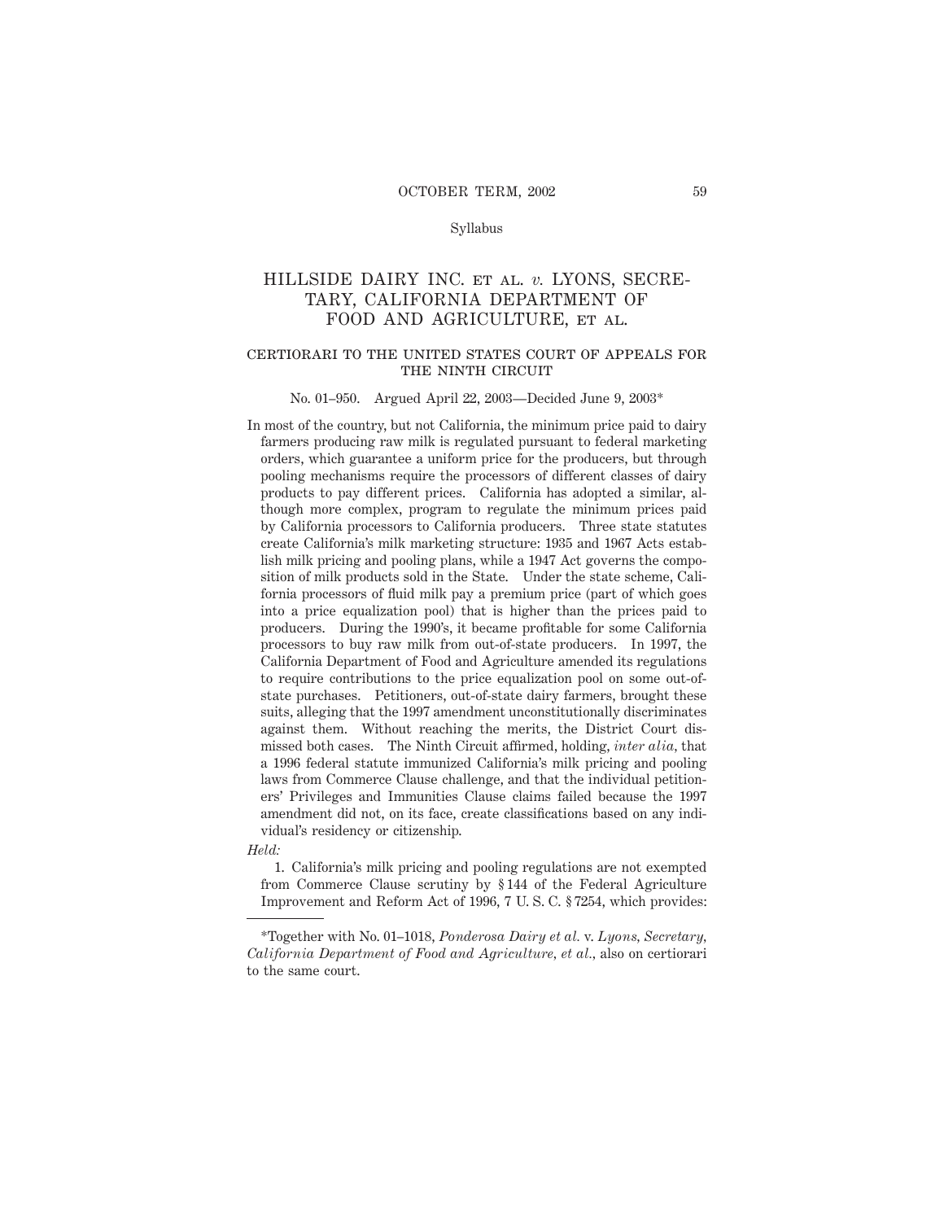Syllabus

# HILLSIDE DAIRY INC. ET AL. *v.* LYONS, SECRETARY, CALIFORNIA DEPARTMENT OF FOOD AND AGRICULTURE, ET AL.

## CERTIORARI TO THE UNITED STATES COURT OF APPEALS FOR THE NINTH CIRCUIT

No. 01–950. Argued April 22, 2003—Decided June 9, 2003*

In most of the country, but not California, the minimum price paid to dairy farmers producing raw milk is regulated pursuant to federal marketing orders, which guarantee a uniform price for the producers, but through pooling mechanisms require the processors of different classes of dairy products to pay different prices. California has adopted a similar, although more complex, program to regulate the minimum prices paid by California processors to California producers. Three state statutes create California's milk marketing structure: 1935 and 1967 Acts establish milk pricing and pooling plans, while a 1947 Act governs the composition of milk products sold in the State. Under the state scheme, California processors of fluid milk pay a premium price (part of which goes into a price equalization pool) that is higher than the prices paid to producers. During the 1990's, it became profitable for some California processors to buy raw milk from out-of-state producers. In 1997, the California Department of Food and Agriculture amended its regulations to require contributions to the price equalization pool on some out-of-state purchases. Petitioners, out-of-state dairy farmers, brought these suits, alleging that the 1997 amendment unconstitutionally discriminates against them. Without reaching the merits, the District Court dismissed both cases. The Ninth Circuit affirmed, holding, *inter alia*, that a 1996 federal statute immunized California's milk pricing and pooling laws from Commerce Clause challenge, and that the individual petitioners' Privileges and Immunities Clause claims failed because the 1997 amendment did not, on its face, create classifications based on any individual's residency or citizenship.

*Held:*

1. California's milk pricing and pooling regulations are not exempted from Commerce Clause scrutiny by § 144 of the Federal Agriculture Improvement and Reform Act of 1996, 7 U. S. C. § 7254, which provides:

---

*Together with No. 01–1018, *Ponderosa Dairy et al.* v. *Lyons, Secretary, California Department of Food and Agriculture, et al.*, also on certiorari to the same court.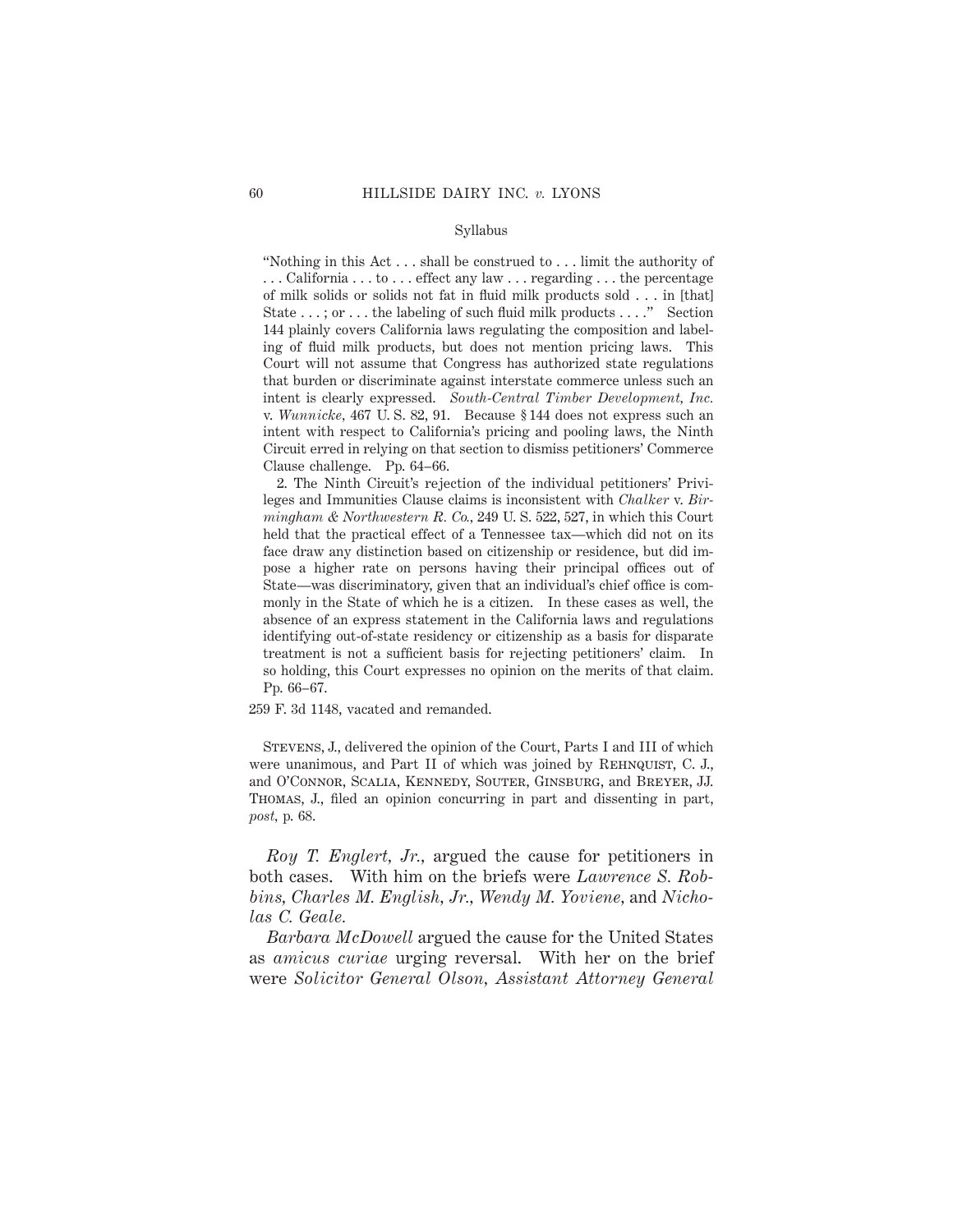"Nothing in this Act . . . shall be construed to . . . limit the authority of . . . California . . . to . . . effect any law . . . regarding . . . the percentage of milk solids or solids not fat in fluid milk products sold . . . in [that] State . . . ; or . . . the labeling of such fluid milk products . . . ." Section 144 plainly covers California laws regulating the composition and labeling of fluid milk products, but does not mention pricing laws. This Court will not assume that Congress has authorized state regulations that burden or discriminate against interstate commerce unless such an intent is clearly expressed. *South-Central Timber Development, Inc.* v. *Wunnicke*, 467 U. S. 82, 91. Because § 144 does not express such an intent with respect to California's pricing and pooling laws, the Ninth Circuit erred in relying on that section to dismiss petitioners' Commerce Clause challenge. Pp. 64–66.

2. The Ninth Circuit's rejection of the individual petitioners' Privileges and Immunities Clause claims is inconsistent with *Chalker* v. *Birmingham & Northwestern R. Co.*, 249 U. S. 522, 527, in which this Court held that the practical effect of a Tennessee tax—which did not on its face draw any distinction based on citizenship or residence, but did impose a higher rate on persons having their principal offices out of State—was discriminatory, given that an individual's chief office is commonly in the State of which he is a citizen. In these cases as well, the absence of an express statement in the California laws and regulations identifying out-of-state residency or citizenship as a basis for disparate treatment is not a sufficient basis for rejecting petitioners' claim. In so holding, this Court expresses no opinion on the merits of that claim. Pp. 66–67.

259 F. 3d 1148, vacated and remanded.

Stevens, J., delivered the opinion of the Court, Parts I and III of which were unanimous, and Part II of which was joined by Rehnquist, C. J., and O'Connor, Scalia, Kennedy, Souter, Ginsburg, and Breyer, JJ. Thomas, J., filed an opinion concurring in part and dissenting in part, *post*, p. 68.

*Roy T. Englert, Jr.*, argued the cause for petitioners in both cases. With him on the briefs were *Lawrence S. Robbins*, *Charles M. English, Jr.*, *Wendy M. Yoviene*, and *Nicholas C. Geale*.

*Barbara McDowell* argued the cause for the United States as *amicus curiae* urging reversal. With her on the brief were *Solicitor General Olson*, *Assistant Attorney General*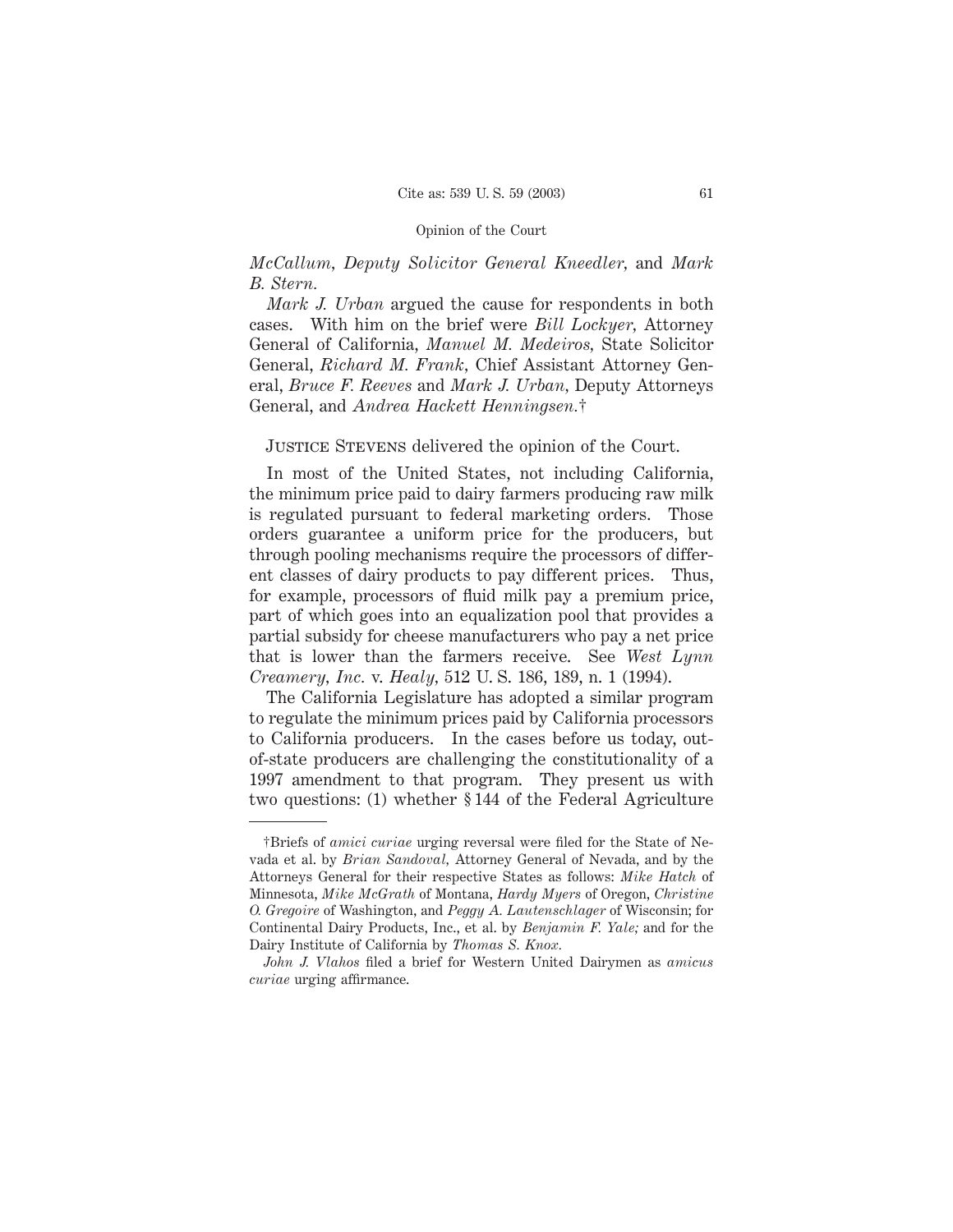*McCallum, Deputy Solicitor General Kneedler,* and *Mark B. Stern.*

*Mark J. Urban* argued the cause for respondents in both cases. With him on the brief were *Bill Lockyer,* Attorney General of California, *Manuel M. Medeiros,* State Solicitor General, *Richard M. Frank,* Chief Assistant Attorney General, *Bruce F. Reeves* and *Mark J. Urban,* Deputy Attorneys General, and *Andrea Hackett Henningsen.*†

Justice Stevens delivered the opinion of the Court.

In most of the United States, not including California, the minimum price paid to dairy farmers producing raw milk is regulated pursuant to federal marketing orders. Those orders guarantee a uniform price for the producers, but through pooling mechanisms require the processors of different classes of dairy products to pay different prices. Thus, for example, processors of fluid milk pay a premium price, part of which goes into an equalization pool that provides a partial subsidy for cheese manufacturers who pay a net price that is lower than the farmers receive. See *West Lynn Creamery, Inc.* v. *Healy,* 512 U. S. 186, 189, n. 1 (1994).

The California Legislature has adopted a similar program to regulate the minimum prices paid by California processors to California producers. In the cases before us today, out-of-state producers are challenging the constitutionality of a 1997 amendment to that program. They present us with two questions: (1) whether § 144 of the Federal Agriculture

---

†Briefs of *amici curiae* urging reversal were filed for the State of Nevada et al. by *Brian Sandoval,* Attorney General of Nevada, and by the Attorneys General for their respective States as follows: *Mike Hatch* of Minnesota, *Mike McGrath* of Montana, *Hardy Myers* of Oregon, *Christine O. Gregoire* of Washington, and *Peggy A. Lautenschlager* of Wisconsin; for Continental Dairy Products, Inc., et al. by *Benjamin F. Yale;* and for the Dairy Institute of California by *Thomas S. Knox.*

*John J. Vlahos* filed a brief for Western United Dairymen as *amicus curiae* urging affirmance.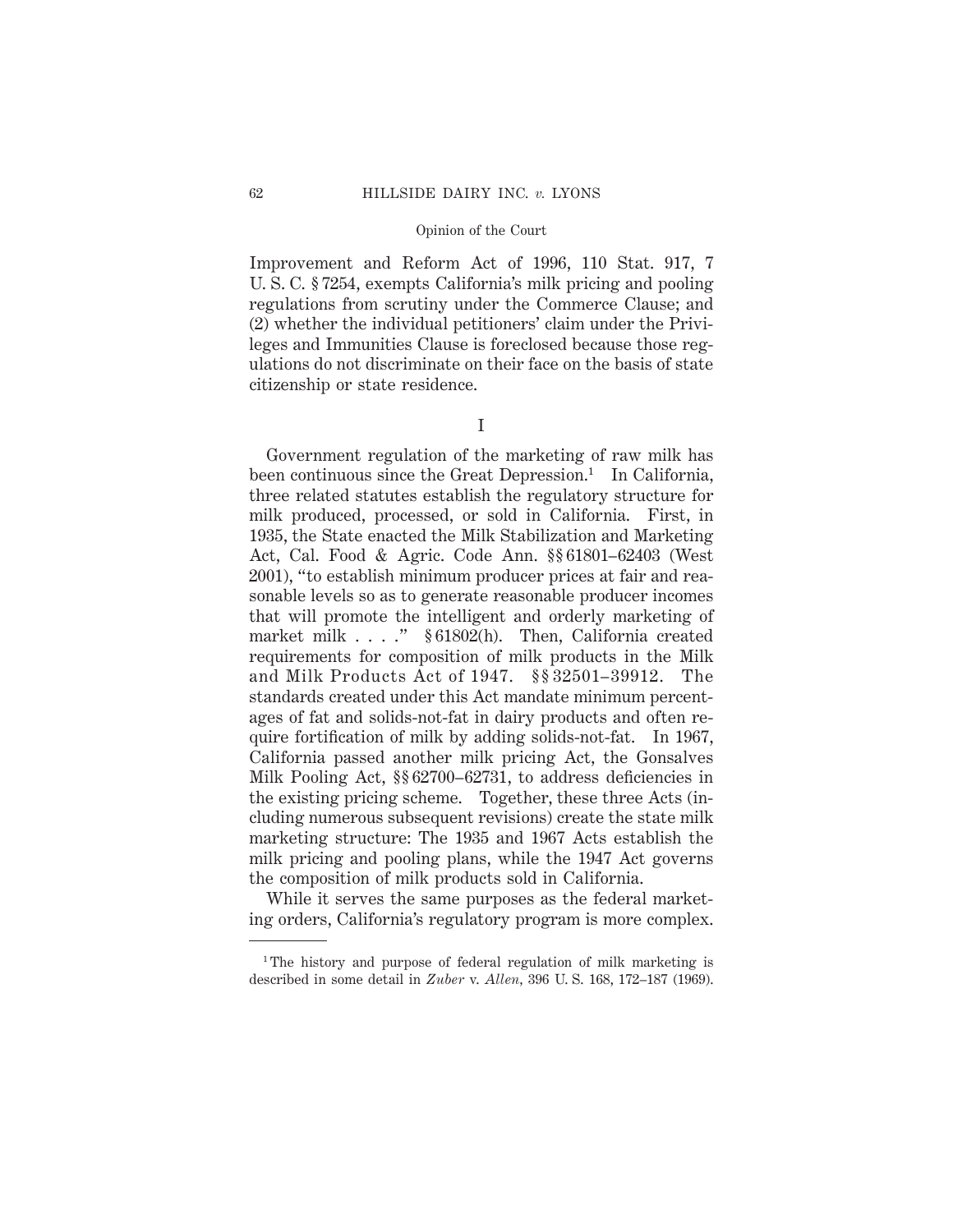Improvement and Reform Act of 1996, 110 Stat. 917, 7 U. S. C. § 7254, exempts California's milk pricing and pooling regulations from scrutiny under the Commerce Clause; and (2) whether the individual petitioners' claim under the Privileges and Immunities Clause is foreclosed because those regulations do not discriminate on their face on the basis of state citizenship or state residence.

## I

Government regulation of the marketing of raw milk has been continuous since the Great Depression.[1] In California, three related statutes establish the regulatory structure for milk produced, processed, or sold in California. First, in 1935, the State enacted the Milk Stabilization and Marketing Act, Cal. Food & Agric. Code Ann. §§ 61801–62403 (West 2001), "to establish minimum producer prices at fair and reasonable levels so as to generate reasonable producer incomes that will promote the intelligent and orderly marketing of market milk . . . ." § 61802(h). Then, California created requirements for composition of milk products in the Milk and Milk Products Act of 1947. §§ 32501–39912. The standards created under this Act mandate minimum percentages of fat and solids-not-fat in dairy products and often require fortification of milk by adding solids-not-fat. In 1967, California passed another milk pricing Act, the Gonsalves Milk Pooling Act, §§ 62700–62731, to address deficiencies in the existing pricing scheme. Together, these three Acts (including numerous subsequent revisions) create the state milk marketing structure: The 1935 and 1967 Acts establish the milk pricing and pooling plans, while the 1947 Act governs the composition of milk products sold in California.

While it serves the same purposes as the federal marketing orders, California's regulatory program is more complex.

[1] The history and purpose of federal regulation of milk marketing is described in some detail in *Zuber* v. *Allen*, 396 U. S. 168, 172–187 (1969).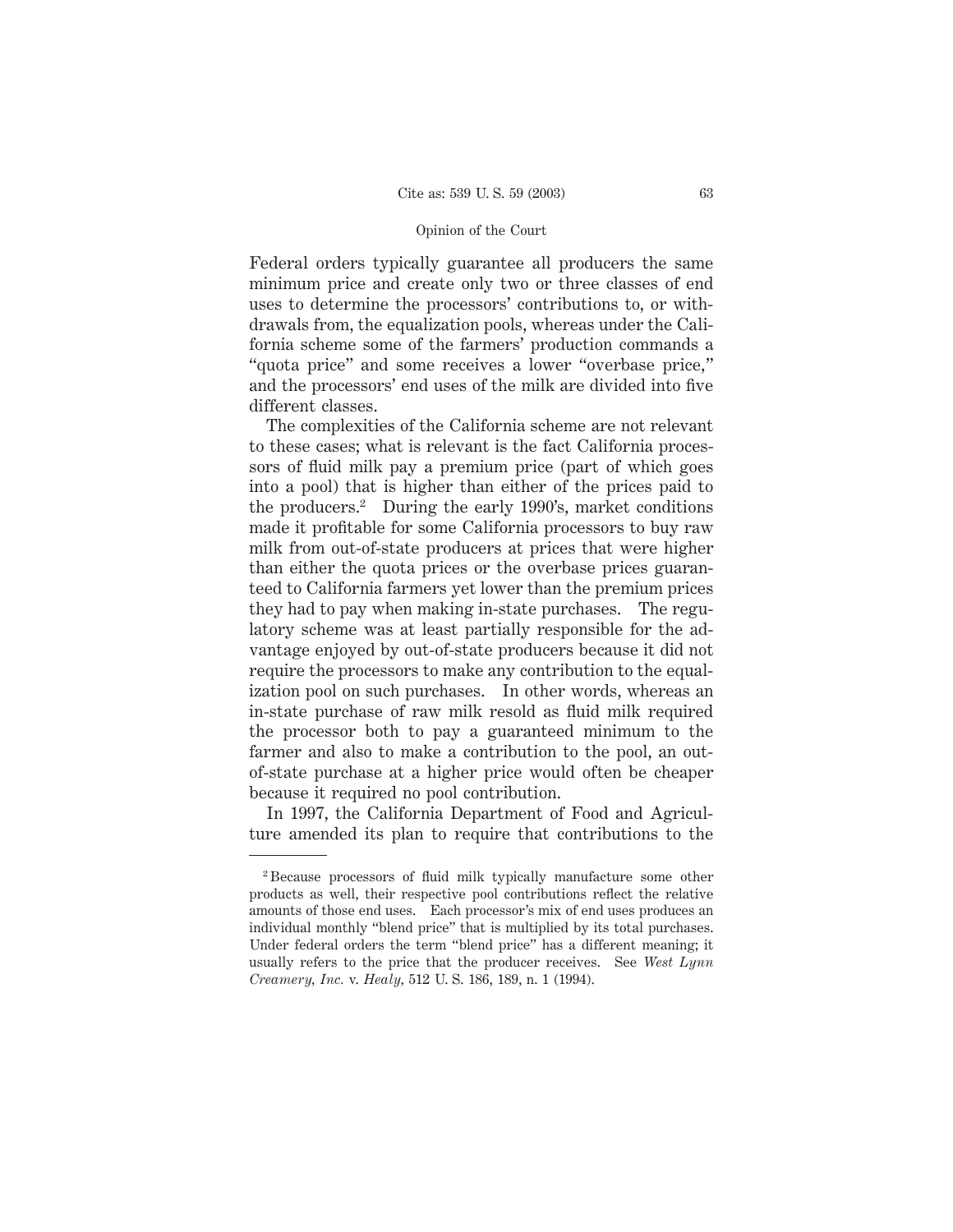Federal orders typically guarantee all producers the same minimum price and create only two or three classes of end uses to determine the processors' contributions to, or withdrawals from, the equalization pools, whereas under the California scheme some of the farmers' production commands a "quota price" and some receives a lower "overbase price," and the processors' end uses of the milk are divided into five different classes.

The complexities of the California scheme are not relevant to these cases; what is relevant is the fact California processors of fluid milk pay a premium price (part of which goes into a pool) that is higher than either of the prices paid to the producers.[2] During the early 1990's, market conditions made it profitable for some California processors to buy raw milk from out-of-state producers at prices that were higher than either the quota prices or the overbase prices guaranteed to California farmers yet lower than the premium prices they had to pay when making in-state purchases. The regulatory scheme was at least partially responsible for the advantage enjoyed by out-of-state producers because it did not require the processors to make any contribution to the equalization pool on such purchases. In other words, whereas an in-state purchase of raw milk resold as fluid milk required the processor both to pay a guaranteed minimum to the farmer and also to make a contribution to the pool, an out-of-state purchase at a higher price would often be cheaper because it required no pool contribution.

In 1997, the California Department of Food and Agriculture amended its plan to require that contributions to the

---

[2] Because processors of fluid milk typically manufacture some other products as well, their respective pool contributions reflect the relative amounts of those end uses. Each processor's mix of end uses produces an individual monthly "blend price" that is multiplied by its total purchases. Under federal orders the term "blend price" has a different meaning; it usually refers to the price that the producer receives. See *West Lynn Creamery, Inc.* v. *Healy*, 512 U. S. 186, 189, n. 1 (1994).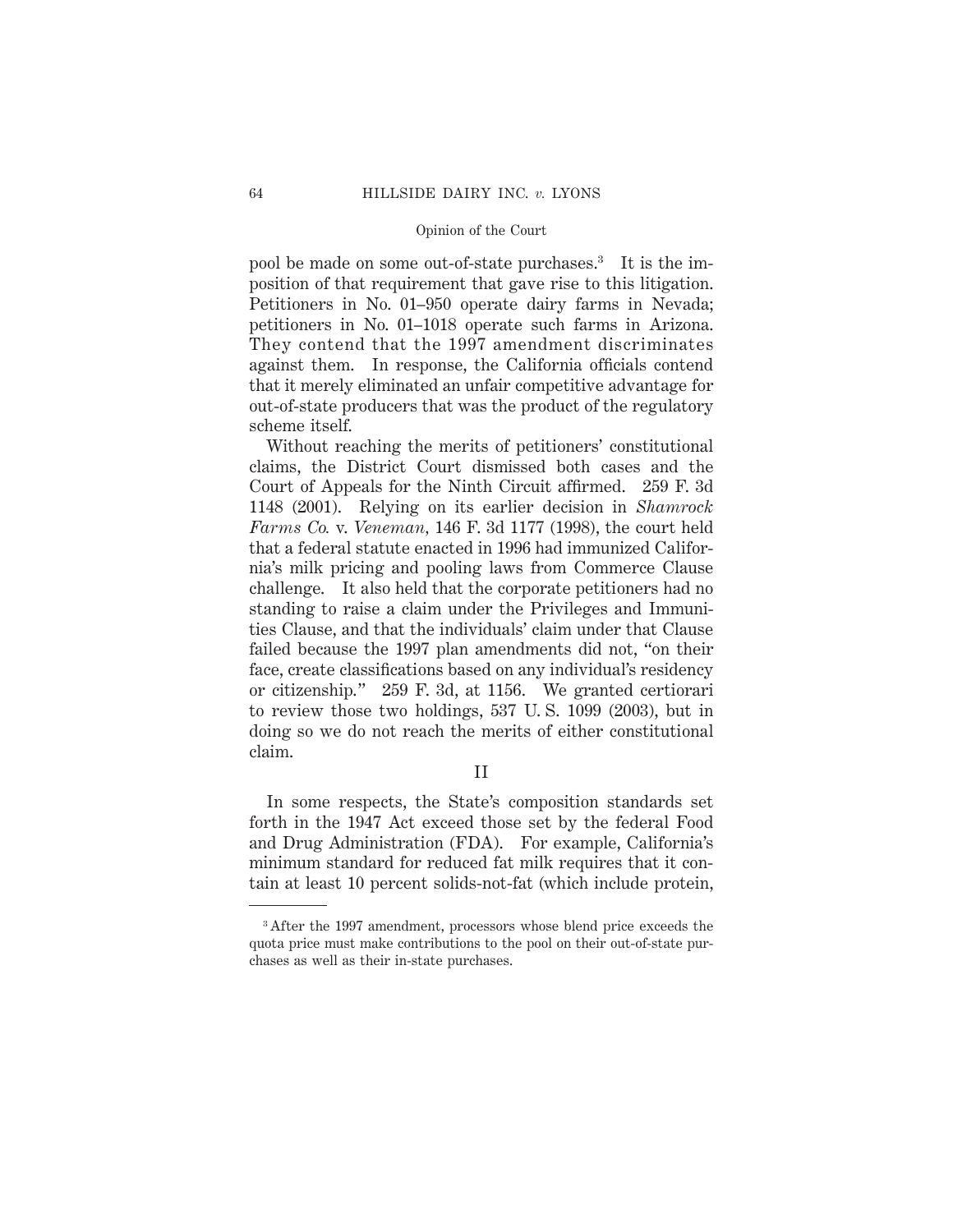pool be made on some out-of-state purchases.[3] It is the imposition of that requirement that gave rise to this litigation. Petitioners in No. 01–950 operate dairy farms in Nevada; petitioners in No. 01–1018 operate such farms in Arizona. They contend that the 1997 amendment discriminates against them. In response, the California officials contend that it merely eliminated an unfair competitive advantage for out-of-state producers that was the product of the regulatory scheme itself.

Without reaching the merits of petitioners' constitutional claims, the District Court dismissed both cases and the Court of Appeals for the Ninth Circuit affirmed. 259 F. 3d 1148 (2001). Relying on its earlier decision in *Shamrock Farms Co.* v. *Veneman*, 146 F. 3d 1177 (1998), the court held that a federal statute enacted in 1996 had immunized California's milk pricing and pooling laws from Commerce Clause challenge. It also held that the corporate petitioners had no standing to raise a claim under the Privileges and Immunities Clause, and that the individuals' claim under that Clause failed because the 1997 plan amendments did not, "on their face, create classifications based on any individual's residency or citizenship." 259 F. 3d, at 1156. We granted certiorari to review those two holdings, 537 U. S. 1099 (2003), but in doing so we do not reach the merits of either constitutional claim.

## II

In some respects, the State's composition standards set forth in the 1947 Act exceed those set by the federal Food and Drug Administration (FDA). For example, California's minimum standard for reduced fat milk requires that it contain at least 10 percent solids-not-fat (which include protein,

---

[3] After the 1997 amendment, processors whose blend price exceeds the quota price must make contributions to the pool on their out-of-state purchases as well as their in-state purchases.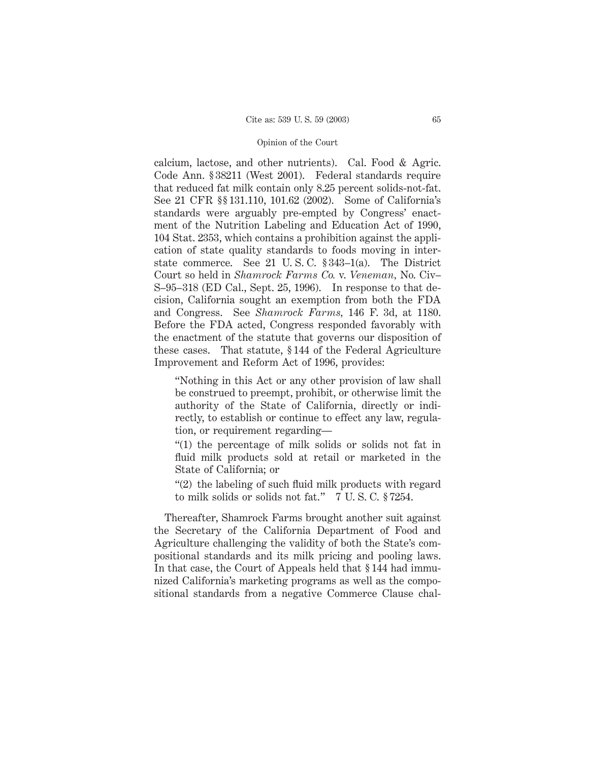calcium, lactose, and other nutrients). Cal. Food & Agric. Code Ann. § 38211 (West 2001). Federal standards require that reduced fat milk contain only 8.25 percent solids-not-fat. See 21 CFR §§ 131.110, 101.62 (2002). Some of California's standards were arguably pre-empted by Congress' enactment of the Nutrition Labeling and Education Act of 1990, 104 Stat. 2353, which contains a prohibition against the application of state quality standards to foods moving in interstate commerce. See 21 U. S. C. § 343–1(a). The District Court so held in *Shamrock Farms Co.* v. *Veneman*, No. Civ–S–95–318 (ED Cal., Sept. 25, 1996). In response to that decision, California sought an exemption from both the FDA and Congress. See *Shamrock Farms*, 146 F. 3d, at 1180. Before the FDA acted, Congress responded favorably with the enactment of the statute that governs our disposition of these cases. That statute, § 144 of the Federal Agriculture Improvement and Reform Act of 1996, provides:

> "Nothing in this Act or any other provision of law shall be construed to preempt, prohibit, or otherwise limit the authority of the State of California, directly or indirectly, to establish or continue to effect any law, regulation, or requirement regarding—
>
> "(1) the percentage of milk solids or solids not fat in fluid milk products sold at retail or marketed in the State of California; or
>
> "(2) the labeling of such fluid milk products with regard to milk solids or solids not fat." 7 U. S. C. § 7254.

Thereafter, Shamrock Farms brought another suit against the Secretary of the California Department of Food and Agriculture challenging the validity of both the State's compositional standards and its milk pricing and pooling laws. In that case, the Court of Appeals held that § 144 had immunized California's marketing programs as well as the compositional standards from a negative Commerce Clause chal-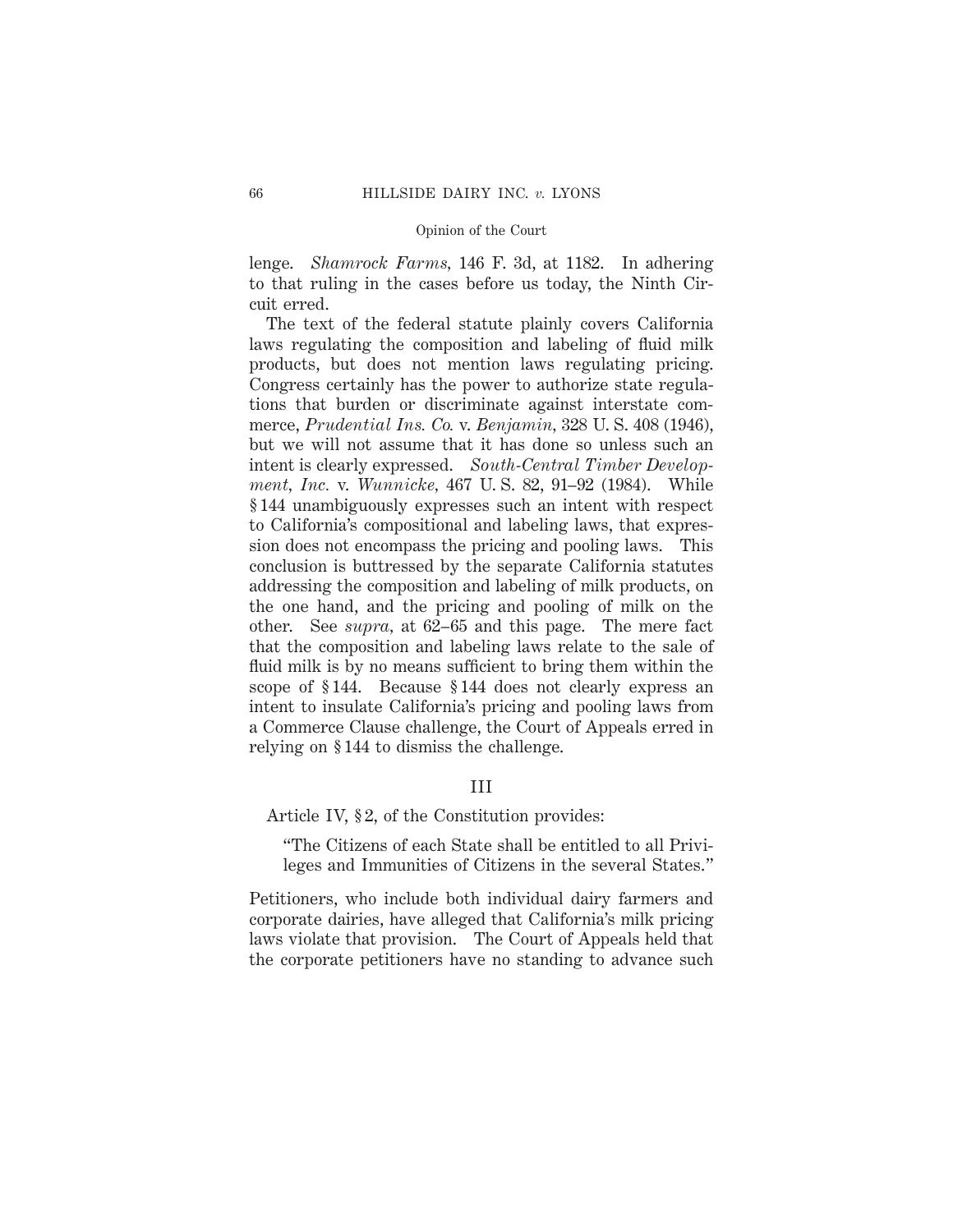lenge. *Shamrock Farms,* 146 F. 3d, at 1182. In adhering to that ruling in the cases before us today, the Ninth Circuit erred.

The text of the federal statute plainly covers California laws regulating the composition and labeling of fluid milk products, but does not mention laws regulating pricing. Congress certainly has the power to authorize state regulations that burden or discriminate against interstate commerce, *Prudential Ins. Co.* v. *Benjamin,* 328 U. S. 408 (1946), but we will not assume that it has done so unless such an intent is clearly expressed. *South-Central Timber Development, Inc.* v. *Wunnicke,* 467 U. S. 82, 91–92 (1984). While § 144 unambiguously expresses such an intent with respect to California's compositional and labeling laws, that expression does not encompass the pricing and pooling laws. This conclusion is buttressed by the separate California statutes addressing the composition and labeling of milk products, on the one hand, and the pricing and pooling of milk on the other. See *supra,* at 62–65 and this page. The mere fact that the composition and labeling laws relate to the sale of fluid milk is by no means sufficient to bring them within the scope of § 144. Because § 144 does not clearly express an intent to insulate California's pricing and pooling laws from a Commerce Clause challenge, the Court of Appeals erred in relying on § 144 to dismiss the challenge.

## III

Article IV, § 2, of the Constitution provides:

> "The Citizens of each State shall be entitled to all Privileges and Immunities of Citizens in the several States."

Petitioners, who include both individual dairy farmers and corporate dairies, have alleged that California's milk pricing laws violate that provision. The Court of Appeals held that the corporate petitioners have no standing to advance such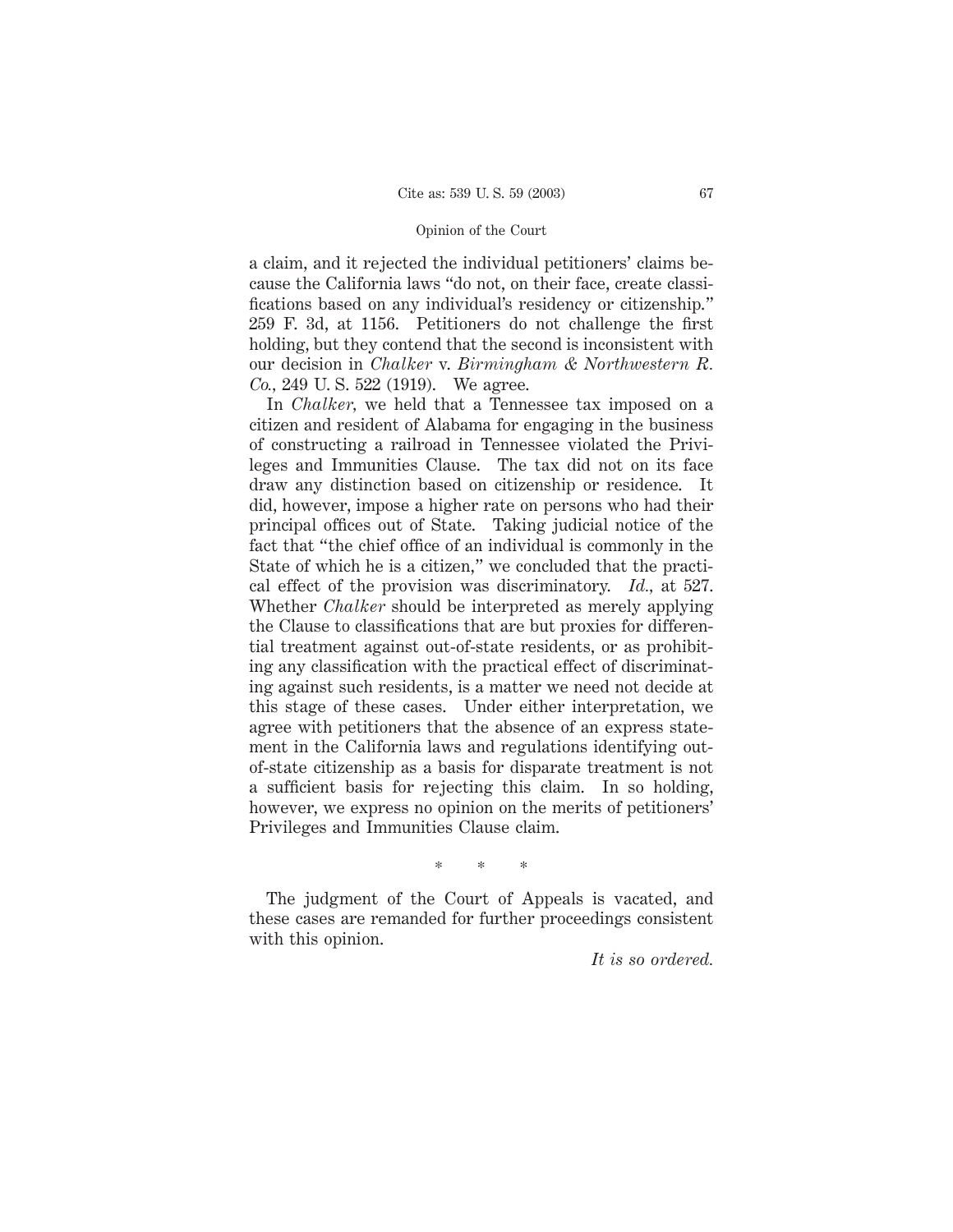a claim, and it rejected the individual petitioners' claims because the California laws "do not, on their face, create classifications based on any individual's residency or citizenship." 259 F. 3d, at 1156. Petitioners do not challenge the first holding, but they contend that the second is inconsistent with our decision in *Chalker* v. *Birmingham & Northwestern R. Co.,* 249 U. S. 522 (1919). We agree.

In *Chalker,* we held that a Tennessee tax imposed on a citizen and resident of Alabama for engaging in the business of constructing a railroad in Tennessee violated the Privileges and Immunities Clause. The tax did not on its face draw any distinction based on citizenship or residence. It did, however, impose a higher rate on persons who had their principal offices out of State. Taking judicial notice of the fact that "the chief office of an individual is commonly in the State of which he is a citizen," we concluded that the practical effect of the provision was discriminatory. *Id.,* at 527. Whether *Chalker* should be interpreted as merely applying the Clause to classifications that are but proxies for differential treatment against out-of-state residents, or as prohibiting any classification with the practical effect of discriminating against such residents, is a matter we need not decide at this stage of these cases. Under either interpretation, we agree with petitioners that the absence of an express statement in the California laws and regulations identifying out-of-state citizenship as a basis for disparate treatment is not a sufficient basis for rejecting this claim. In so holding, however, we express no opinion on the merits of petitioners' Privileges and Immunities Clause claim.

\* \* \*

The judgment of the Court of Appeals is vacated, and these cases are remanded for further proceedings consistent with this opinion.

*It is so ordered.*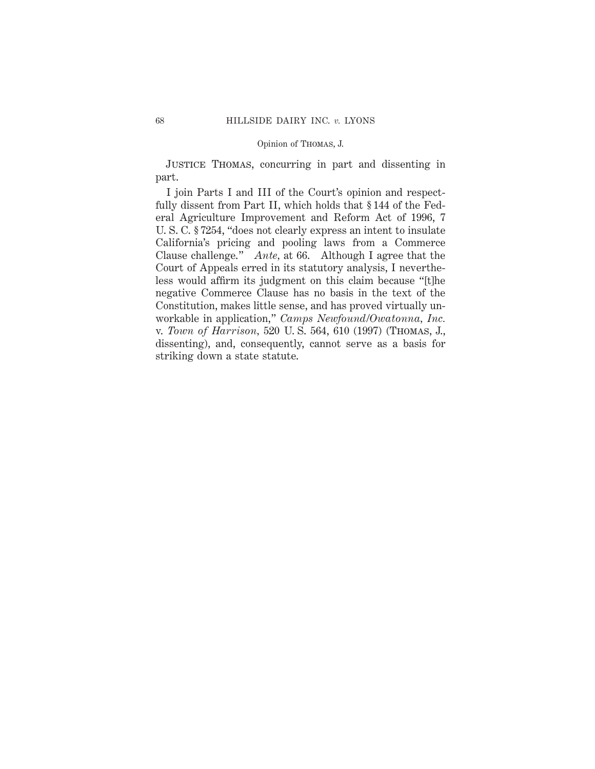Opinion of THOMAS, J.

JUSTICE THOMAS, concurring in part and dissenting in part.

I join Parts I and III of the Court's opinion and respectfully dissent from Part II, which holds that § 144 of the Federal Agriculture Improvement and Reform Act of 1996, 7 U. S. C. § 7254, "does not clearly express an intent to insulate California's pricing and pooling laws from a Commerce Clause challenge." *Ante*, at 66. Although I agree that the Court of Appeals erred in its statutory analysis, I nevertheless would affirm its judgment on this claim because "[t]he negative Commerce Clause has no basis in the text of the Constitution, makes little sense, and has proved virtually unworkable in application," *Camps Newfound/Owatonna, Inc.* v. *Town of Harrison*, 520 U. S. 564, 610 (1997) (THOMAS, J., dissenting), and, consequently, cannot serve as a basis for striking down a state statute.